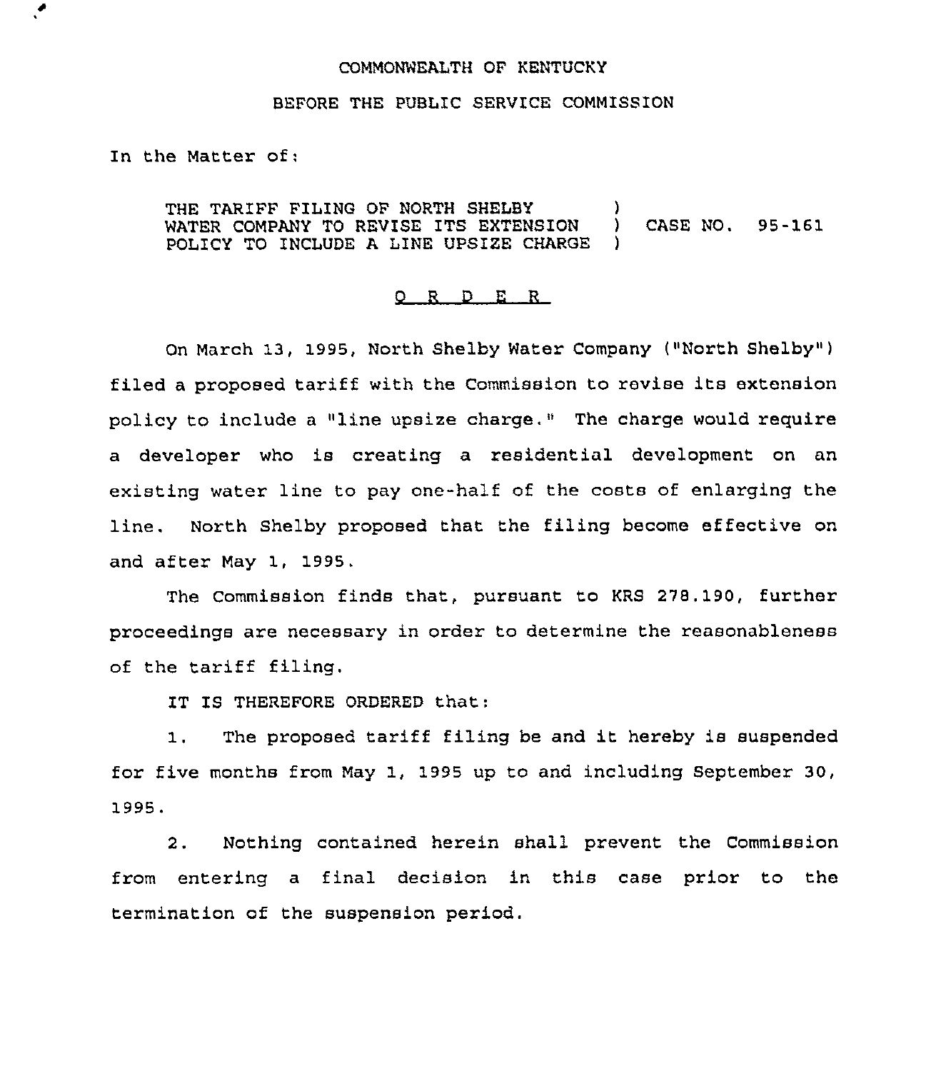COMMONWEALTH OF KENTUCKY

BEFORE THE PUBLIC SERVICE COMMISSION

In the Matter of:

THE TARIFF FILING OF NORTH SHELBY WATER COMPANY TO REVISE ITS EXTENSION POLICY TO INCLUDE A LINE UPSIZE CHARGE ) CASE NO. 95-161

# O R D E R

On March 13, 1995, North Shelby Water Company ("North Shelby") filed a proposed tariff with the Commission to revise its extension policy to include a "line upsize charge." The charge would require a developer who is creating a residential development on an existing water line to pay one-half of the costs of enlarging the line. North Shelby proposed that the filing become effective on and after May 1, 1995.

The Commission finds that, pursuant to KRS 278.190, further proceedings are necessary in order to determine the reasonableness of the tariff filing.

IT IS THEREFORE ORDERED that:

1. The proposed tariff filing be and it hereby is suspended for five months from May 1, 1995 up to and including September 30, 1995.

2. Nothing contained herein shall prevent the Commission from entering a final decision in this case prior to the termination of the suspension period.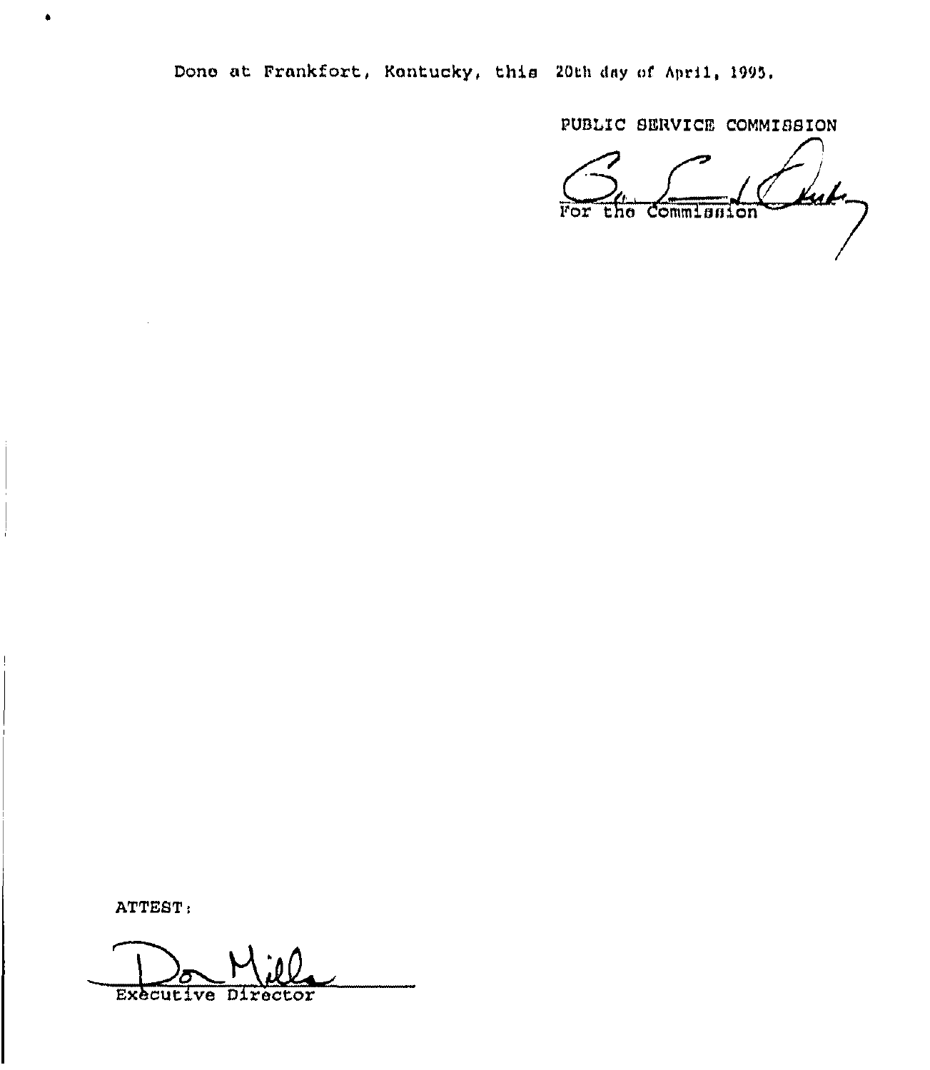Done at Frankfort, Kentucky, this 20th day of April, 1995.

PUBLIC SERVICE COMMISSION

For the Commission

ATTEST:

Executive Director